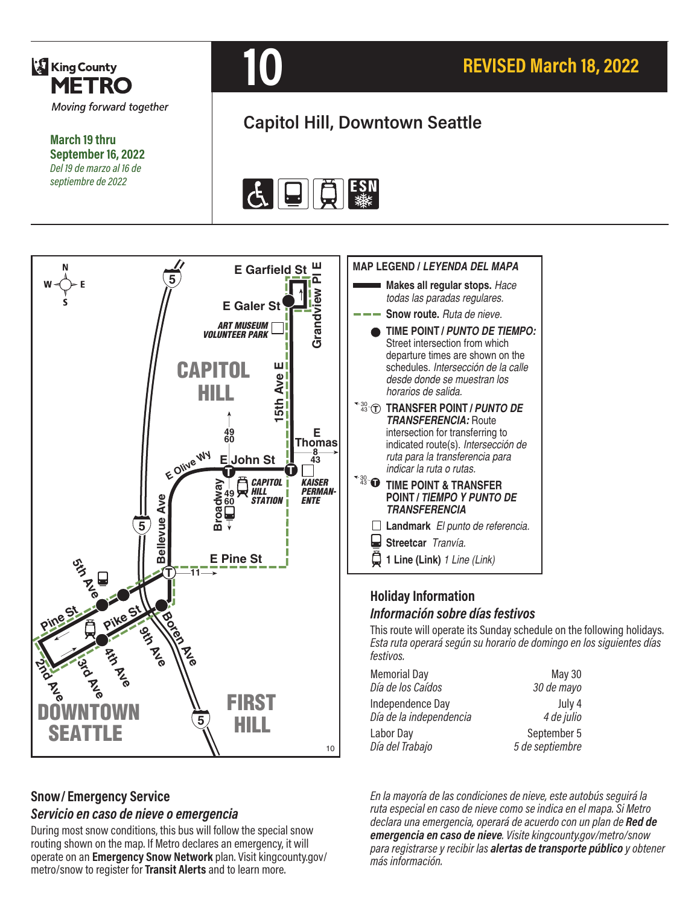**King County METRO**

*Moving forward together*

**March 19 thru September 16, 2022**

*Del 19 de marzo al 16 de septiembre de 2022*

# 10

## REVISED March 18, 2022

## Capitol Hill, Downtown Seattle

### MAP LEGEND / *LEYENDA DEL MAPA*

- **Makes all regular stops.** *Hace todas las paradas regulares.*
- **Snow route.** *Ruta de nieve.*
- **TIME POINT /** ***PUNTO DE TIEMPO:*** Street intersection from which departure times are shown on the schedules. *Intersección de la calle desde donde se muestran los horarios de salida.*
- **TRANSFER POINT /** ***PUNTO DE TRANSFERENCIA:*** Route intersection for transferring to indicated route(s). *Intersección de ruta para la transferencia para indicar la ruta o rutas.*
- **TIME POINT & TRANSFER POINT /** ***TIEMPO Y PUNTO DE TRANSFERENCIA***
- **Landmark** *El punto de referencia.*
- **Streetcar** *Tranvía.*
- **1 Line (Link)** *1 Line (Link)*

### Holiday Information

### *Información sobre días festivos*

This route will operate its Sunday schedule on the following holidays.
*Esta ruta operará según su horario de domingo en los siguientes días festivos.*

| | |
|---|---|
| Memorial Day<br>*Día de los Caídos* | May 30<br>*30 de mayo* |
| Independence Day<br>*Día de la independencia* | July 4<br>*4 de julio* |
| Labor Day<br>*Día del Trabajo* | September 5<br>*5 de septiembre* |

### Snow / Emergency Service

### *Servicio en caso de nieve o emergencia*

During most snow conditions, this bus will follow the special snow routing shown on the map. If Metro declares an emergency, it will operate on an **Emergency Snow Network** plan. Visit kingcounty.gov/metro/snow to register for **Transit Alerts** and to learn more.

*En la mayoría de las condiciones de nieve, este autobús seguirá la ruta especial en caso de nieve como se indica en el mapa. Si Metro declara una emergencia, operará de acuerdo con un plan de* ***Red de emergencia en caso de nieve****. Visite kingcounty.gov/metro/snow para registrarse y recibir las* ***alertas de transporte público*** *y obtener más información.*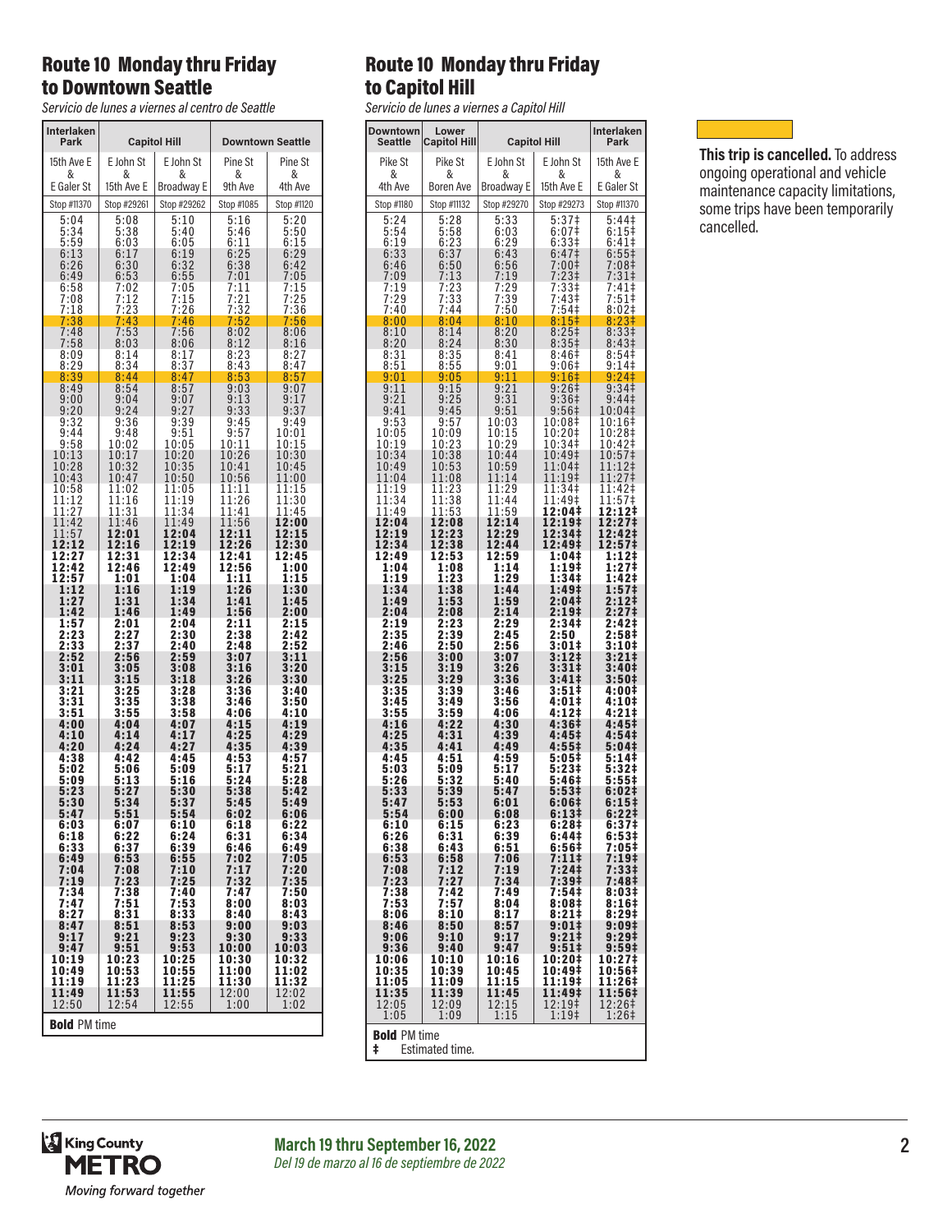## Route 10 Monday thru Friday to Downtown Seattle

*Servicio de lunes a viernes al centro de Seattle*

| Interlaken Park | Capitol Hill | | Downtown Seattle | |
|---|---|---|---|---|
| 15th Ave E & E Galer St | E John St & 15th Ave E | E John St & Broadway E | Pine St & 9th Ave | Pine St & 4th Ave |
| Stop #11370 | Stop #29261 | Stop #29262 | Stop #1085 | Stop #1120 |
| 5:04 | 5:08 | 5:10 | 5:16 | 5:20 |
| 5:34 | 5:38 | 5:40 | 5:46 | 5:50 |
| 5:59 | 6:03 | 6:05 | 6:11 | 6:15 |
| 6:13 | 6:17 | 6:19 | 6:25 | 6:29 |
| 6:26 | 6:30 | 6:32 | 6:38 | 6:42 |
| 6:49 | 6:53 | 6:55 | 7:01 | 7:05 |
| 6:58 | 7:02 | 7:05 | 7:11 | 7:15 |
| 7:08 | 7:12 | 7:15 | 7:21 | 7:25 |
| 7:18 | 7:23 | 7:26 | 7:32 | 7:36 |
| 7:38 | 7:43 | 7:46 | 7:52 | 7:56 |
| 7:48 | 7:53 | 7:56 | 8:02 | 8:06 |
| 7:58 | 8:03 | 8:06 | 8:12 | 8:16 |
| 8:09 | 8:14 | 8:17 | 8:23 | 8:27 |
| 8:29 | 8:34 | 8:37 | 8:43 | 8:47 |
| 8:39 | 8:44 | 8:47 | 8:53 | 8:57 |
| 8:49 | 8:54 | 8:57 | 9:03 | 9:07 |
| 9:00 | 9:04 | 9:07 | 9:13 | 9:17 |
| 9:20 | 9:24 | 9:27 | 9:33 | 9:37 |
| 9:32 | 9:36 | 9:39 | 9:45 | 9:49 |
| 9:44 | 9:48 | 9:51 | 9:57 | 10:01 |
| 9:58 | 10:02 | 10:05 | 10:11 | 10:15 |
| 10:13 | 10:17 | 10:20 | 10:26 | 10:30 |
| 10:28 | 10:32 | 10:35 | 10:41 | 10:45 |
| 10:43 | 10:47 | 10:50 | 10:56 | 11:00 |
| 10:58 | 11:02 | 11:05 | 11:11 | 11:15 |
| 11:12 | 11:16 | 11:19 | 11:26 | 11:30 |
| 11:27 | 11:31 | 11:34 | 11:41 | 11:45 |
| 11:42 | 11:46 | 11:49 | 11:56 | **12:00** |
| 11:57 | **12:01** | **12:04** | **12:11** | **12:15** |
| **12:12** | **12:16** | **12:19** | **12:26** | **12:30** |
| **12:27** | **12:31** | **12:34** | **12:41** | **12:45** |
| **12:42** | **12:46** | **12:49** | **12:56** | **1:00** |
| **12:57** | **1:01** | **1:04** | **1:11** | **1:15** |
| **1:12** | **1:16** | **1:19** | **1:26** | **1:30** |
| **1:27** | **1:31** | **1:34** | **1:41** | **1:45** |
| **1:42** | **1:46** | **1:49** | **1:56** | **2:00** |
| **1:57** | **2:01** | **2:04** | **2:11** | **2:15** |
| **2:23** | **2:27** | **2:30** | **2:38** | **2:42** |
| **2:33** | **2:37** | **2:40** | **2:48** | **2:52** |
| **2:52** | **2:56** | **2:59** | **3:07** | **3:11** |
| **3:01** | **3:05** | **3:08** | **3:16** | **3:20** |
| **3:11** | **3:15** | **3:18** | **3:26** | **3:30** |
| **3:21** | **3:25** | **3:28** | **3:36** | **3:40** |
| **3:31** | **3:35** | **3:38** | **3:46** | **3:50** |
| **3:51** | **3:55** | **3:58** | **4:06** | **4:10** |
| **4:00** | **4:04** | **4:07** | **4:15** | **4:19** |
| **4:10** | **4:14** | **4:17** | **4:25** | **4:29** |
| **4:20** | **4:24** | **4:27** | **4:35** | **4:39** |
| **4:38** | **4:42** | **4:45** | **4:53** | **4:57** |
| **5:02** | **5:06** | **5:09** | **5:17** | **5:21** |
| **5:09** | **5:13** | **5:16** | **5:24** | **5:28** |
| **5:23** | **5:27** | **5:30** | **5:38** | **5:42** |
| **5:30** | **5:34** | **5:37** | **5:45** | **5:49** |
| **5:47** | **5:51** | **5:54** | **6:02** | **6:06** |
| **6:03** | **6:07** | **6:10** | **6:18** | **6:22** |
| **6:18** | **6:22** | **6:24** | **6:31** | **6:34** |
| **6:33** | **6:37** | **6:39** | **6:46** | **6:49** |
| **6:49** | **6:53** | **6:55** | **7:02** | **7:05** |
| **7:04** | **7:08** | **7:10** | **7:17** | **7:20** |
| **7:19** | **7:23** | **7:25** | **7:32** | **7:35** |
| **7:34** | **7:38** | **7:40** | **7:47** | **7:50** |
| **7:47** | **7:51** | **7:53** | **8:00** | **8:03** |
| **8:27** | **8:31** | **8:33** | **8:40** | **8:43** |
| **8:47** | **8:51** | **8:53** | **9:00** | **9:03** |
| **9:17** | **9:21** | **9:23** | **9:30** | **9:33** |
| **9:47** | **9:51** | **9:53** | **10:00** | **10:03** |
| **10:19** | **10:23** | **10:25** | **10:30** | **10:32** |
| **10:49** | **10:53** | **10:55** | **11:00** | **11:02** |
| **11:19** | **11:23** | **11:25** | **11:30** | **11:32** |
| **11:49** | **11:53** | **11:55** | 12:00 | 12:02 |
| 12:50 | 12:54 | 12:55 | 1:00 | 1:02 |

**Bold** PM time

## Route 10 Monday thru Friday to Capitol Hill

*Servicio de lunes a viernes a Capitol Hill*

| Downtown Seattle | Lower Capitol Hill | Capitol Hill | | Interlaken Park |
|---|---|---|---|---|
| Pike St & 4th Ave | Pike St & Boren Ave | E John St & Broadway E | E John St & 15th Ave E | 15th Ave E & E Galer St |
| Stop #1180 | Stop #11132 | Stop #29270 | Stop #29273 | Stop #11370 |
| 5:24 | 5:28 | 5:33 | 5:37‡ | 5:44‡ |
| 5:54 | 5:58 | 6:03 | 6:07‡ | 6:15‡ |
| 6:19 | 6:23 | 6:29 | 6:33‡ | 6:41‡ |
| 6:33 | 6:37 | 6:43 | 6:47‡ | 6:55‡ |
| 6:46 | 6:50 | 6:56 | 7:00‡ | 7:08‡ |
| 7:09 | 7:13 | 7:19 | 7:23‡ | 7:31‡ |
| 7:19 | 7:23 | 7:29 | 7:33‡ | 7:41‡ |
| 7:29 | 7:33 | 7:39 | 7:43‡ | 7:51‡ |
| 7:40 | 7:44 | 7:50 | 7:54‡ | 8:02‡ |
| 8:00 | 8:04 | 8:10 | 8:15‡ | 8:23‡ |
| 8:10 | 8:14 | 8:20 | 8:25‡ | 8:33‡ |
| 8:20 | 8:24 | 8:30 | 8:35‡ | 8:43‡ |
| 8:31 | 8:35 | 8:41 | 8:46‡ | 8:54‡ |
| 8:51 | 8:55 | 9:01 | 9:06‡ | 9:14‡ |
| 9:01 | 9:05 | 9:11 | 9:16‡ | 9:24‡ |
| 9:11 | 9:15 | 9:21 | 9:26‡ | 9:34‡ |
| 9:21 | 9:25 | 9:31 | 9:36‡ | 9:44‡ |
| 9:41 | 9:45 | 9:51 | 9:56‡ | 10:04‡ |
| 9:53 | 9:57 | 10:03 | 10:08‡ | 10:16‡ |
| 10:05 | 10:09 | 10:15 | 10:20‡ | 10:28‡ |
| 10:19 | 10:23 | 10:29 | 10:34‡ | 10:42‡ |
| 10:34 | 10:38 | 10:44 | 10:49‡ | 10:57‡ |
| 10:49 | 10:53 | 10:59 | 11:04‡ | 11:12‡ |
| 11:04 | 11:08 | 11:14 | 11:19‡ | 11:27‡ |
| 11:19 | 11:23 | 11:29 | 11:34‡ | 11:42‡ |
| 11:34 | 11:38 | 11:44 | 11:49‡ | 11:57‡ |
| 11:49 | 11:53 | 11:59 | **12:04‡** | **12:12‡** |
| **12:04** | **12:08** | **12:14** | **12:19‡** | **12:27‡** |
| **12:19** | **12:23** | **12:29** | **12:34‡** | **12:42‡** |
| **12:34** | **12:38** | **12:44** | **12:49‡** | **12:57‡** |
| **12:49** | **12:53** | **12:59** | **1:04‡** | **1:12‡** |
| **1:04** | **1:08** | **1:14** | **1:19‡** | **1:27‡** |
| **1:19** | **1:23** | **1:29** | **1:34‡** | **1:42‡** |
| **1:34** | **1:38** | **1:44** | **1:49‡** | **1:57‡** |
| **1:49** | **1:53** | **1:59** | **2:04‡** | **2:12‡** |
| **2:04** | **2:08** | **2:14** | **2:19‡** | **2:27‡** |
| **2:19** | **2:23** | **2:29** | **2:34‡** | **2:42‡** |
| **2:35** | **2:39** | **2:45** | **2:50** | **2:58‡** |
| **2:46** | **2:50** | **2:56** | **3:01‡** | **3:10‡** |
| **2:56** | **3:00** | **3:07** | **3:12‡** | **3:21‡** |
| **3:15** | **3:19** | **3:26** | **3:31‡** | **3:40‡** |
| **3:25** | **3:29** | **3:36** | **3:41‡** | **3:50‡** |
| **3:35** | **3:39** | **3:46** | **3:51‡** | **4:00‡** |
| **3:45** | **3:49** | **3:56** | **4:01‡** | **4:10‡** |
| **3:55** | **3:59** | **4:06** | **4:12‡** | **4:21‡** |
| **4:16** | **4:22** | **4:30** | **4:36‡** | **4:45‡** |
| **4:25** | **4:31** | **4:39** | **4:45‡** | **4:54‡** |
| **4:35** | **4:41** | **4:49** | **4:55‡** | **5:04‡** |
| **4:45** | **4:51** | **4:59** | **5:05‡** | **5:14‡** |
| **5:03** | **5:09** | **5:17** | **5:23‡** | **5:32‡** |
| **5:26** | **5:32** | **5:40** | **5:46‡** | **5:55‡** |
| **5:33** | **5:39** | **5:47** | **5:53‡** | **6:02‡** |
| **5:47** | **5:53** | **6:01** | **6:06‡** | **6:15‡** |
| **5:54** | **6:00** | **6:08** | **6:13‡** | **6:22‡** |
| **6:10** | **6:15** | **6:23** | **6:28‡** | **6:37‡** |
| **6:26** | **6:31** | **6:39** | **6:44‡** | **6:53‡** |
| **6:38** | **6:43** | **6:51** | **6:56‡** | **7:05‡** |
| **6:53** | **6:58** | **7:06** | **7:11‡** | **7:19‡** |
| **7:08** | **7:12** | **7:19** | **7:24‡** | **7:33‡** |
| **7:23** | **7:27** | **7:34** | **7:39‡** | **7:48‡** |
| **7:38** | **7:42** | **7:49** | **7:54‡** | **8:03‡** |
| **7:53** | **7:57** | **8:04** | **8:08‡** | **8:16‡** |
| **8:06** | **8:10** | **8:17** | **8:21‡** | **8:29‡** |
| **8:46** | **8:50** | **8:57** | **9:01‡** | **9:09‡** |
| **9:06** | **9:10** | **9:17** | **9:21‡** | **9:29‡** |
| **9:36** | **9:40** | **9:47** | **9:51‡** | **9:59‡** |
| **10:06** | **10:10** | **10:16** | **10:20‡** | **10:27‡** |
| **10:35** | **10:39** | **10:45** | **10:49‡** | **10:56‡** |
| **11:05** | **11:09** | **11:15** | **11:19‡** | **11:26‡** |
| **11:35** | **11:39** | **11:45** | **11:49‡** | **11:56‡** |
| 12:05 | 12:09 | 12:15 | 12:19‡ | 12:26‡ |
| 1:05 | 1:09 | 1:15 | 1:19‡ | 1:26‡ |

**Bold** PM time

‡ Estimated time.

**This trip is cancelled.** To address ongoing operational and vehicle maintenance capacity limitations, some trips have been temporarily cancelled.

(Highlighted trips: to Downtown Seattle departing Interlaken Park at 7:38 and 8:39; to Capitol Hill departing Downtown Seattle at 8:00 and 9:01.)

**March 19 thru September 16, 2022**
*Del 19 de marzo al 16 de septiembre de 2022*

King County METRO
*Moving forward together*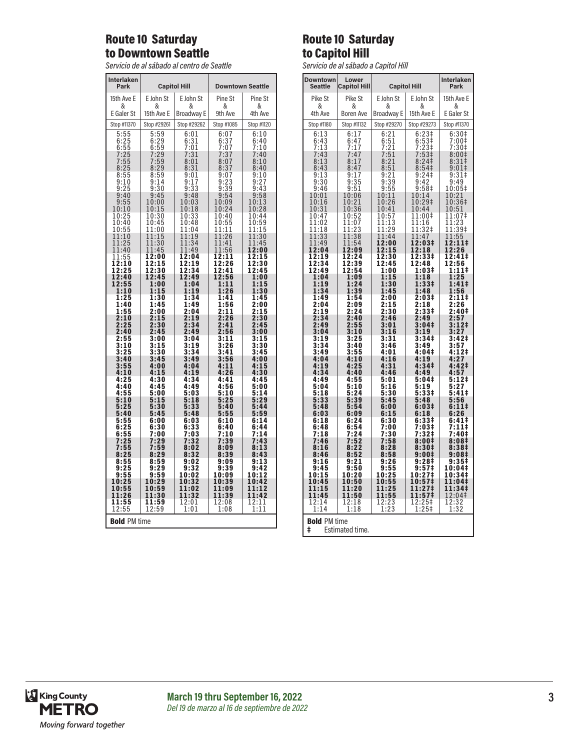## Route 10 Saturday to Downtown Seattle

*Servicio de al sábado al centro de Seattle*

| Interlaken Park | Capitol Hill | | Downtown Seattle | |
|---|---|---|---|---|
| 15th Ave E & E Galer St | E John St & 15th Ave E | E John St & Broadway E | Pine St & 9th Ave | Pine St & 4th Ave |
| Stop #11370 | Stop #29261 | Stop #29262 | Stop #1085 | Stop #1120 |
| 5:55 | 5:59 | 6:01 | 6:07 | 6:10 |
| 6:25 | 6:29 | 6:31 | 6:37 | 6:40 |
| 6:55 | 6:59 | 7:01 | 7:07 | 7:10 |
| 7:25 | 7:29 | 7:31 | 7:37 | 7:40 |
| 7:55 | 7:59 | 8:01 | 8:07 | 8:10 |
| 8:25 | 8:29 | 8:31 | 8:37 | 8:40 |
| 8:55 | 8:59 | 9:01 | 9:07 | 9:10 |
| 9:10 | 9:14 | 9:17 | 9:23 | 9:27 |
| 9:25 | 9:30 | 9:33 | 9:39 | 9:43 |
| 9:40 | 9:45 | 9:48 | 9:54 | 9:58 |
| 9:55 | 10:00 | 10:03 | 10:09 | 10:13 |
| 10:10 | 10:15 | 10:18 | 10:24 | 10:28 |
| 10:25 | 10:30 | 10:33 | 10:40 | 10:44 |
| 10:40 | 10:45 | 10:48 | 10:55 | 10:59 |
| 10:55 | 11:00 | 11:04 | 11:11 | 11:15 |
| 11:10 | 11:15 | 11:19 | 11:26 | 11:30 |
| 11:25 | 11:30 | 11:34 | 11:41 | 11:45 |
| 11:40 | 11:45 | 11:49 | 11:56 | **12:00** |
| 11:55 | **12:00** | **12:04** | **12:11** | **12:15** |
| **12:10** | **12:15** | **12:19** | **12:26** | **12:30** |
| **12:25** | **12:30** | **12:34** | **12:41** | **12:45** |
| **12:40** | **12:45** | **12:49** | **12:56** | **1:00** |
| **12:55** | **1:00** | **1:04** | **1:11** | **1:15** |
| **1:10** | **1:15** | **1:19** | **1:26** | **1:30** |
| **1:25** | **1:30** | **1:34** | **1:41** | **1:45** |
| **1:40** | **1:45** | **1:49** | **1:56** | **2:00** |
| **1:55** | **2:00** | **2:04** | **2:11** | **2:15** |
| **2:10** | **2:15** | **2:19** | **2:26** | **2:30** |
| **2:25** | **2:30** | **2:34** | **2:41** | **2:45** |
| **2:40** | **2:45** | **2:49** | **2:56** | **3:00** |
| **2:55** | **3:00** | **3:04** | **3:11** | **3:15** |
| **3:10** | **3:15** | **3:19** | **3:26** | **3:30** |
| **3:25** | **3:30** | **3:34** | **3:41** | **3:45** |
| **3:40** | **3:45** | **3:49** | **3:56** | **4:00** |
| **3:55** | **4:00** | **4:04** | **4:11** | **4:15** |
| **4:10** | **4:15** | **4:19** | **4:26** | **4:30** |
| **4:25** | **4:30** | **4:34** | **4:41** | **4:45** |
| **4:40** | **4:45** | **4:49** | **4:56** | **5:00** |
| **4:55** | **5:00** | **5:03** | **5:10** | **5:14** |
| **5:10** | **5:15** | **5:18** | **5:25** | **5:29** |
| **5:25** | **5:30** | **5:33** | **5:40** | **5:44** |
| **5:40** | **5:45** | **5:48** | **5:55** | **5:59** |
| **5:55** | **6:00** | **6:03** | **6:10** | **6:14** |
| **6:25** | **6:30** | **6:33** | **6:40** | **6:44** |
| **6:55** | **7:00** | **7:03** | **7:10** | **7:14** |
| **7:25** | **7:29** | **7:32** | **7:39** | **7:43** |
| **7:55** | **7:59** | **8:02** | **8:09** | **8:13** |
| **8:25** | **8:29** | **8:32** | **8:39** | **8:43** |
| **8:55** | **8:59** | **9:02** | **9:09** | **9:13** |
| **9:25** | **9:29** | **9:32** | **9:39** | **9:42** |
| **9:55** | **9:59** | **10:02** | **10:09** | **10:12** |
| **10:25** | **10:29** | **10:32** | **10:39** | **10:42** |
| **10:55** | **10:59** | **11:02** | **11:09** | **11:12** |
| **11:26** | **11:30** | **11:32** | **11:39** | **11:42** |
| **11:55** | **11:59** | 12:01 | 12:08 | 12:11 |
| 12:55 | 12:59 | 1:01 | 1:08 | 1:11 |

**Bold** PM time

## Route 10 Saturday to Capitol Hill

*Servicio de al sábado a Capitol Hill*

| Downtown Seattle | Lower Capitol Hill | Capitol Hill | | Interlaken Park |
|---|---|---|---|---|
| Pike St & 4th Ave | Pike St & Boren Ave | E John St & Broadway E | E John St & 15th Ave E | 15th Ave E & E Galer St |
| Stop #1180 | Stop #11132 | Stop #29270 | Stop #29273 | Stop #11370 |
| 6:13 | 6:17 | 6:21 | 6:23‡ | 6:30‡ |
| 6:43 | 6:47 | 6:51 | 6:53‡ | 7:00‡ |
| 7:13 | 7:17 | 7:21 | 7:23‡ | 7:30‡ |
| 7:43 | 7:47 | 7:51 | 7:53‡ | 8:00‡ |
| 8:13 | 8:17 | 8:21 | 8:24‡ | 8:31‡ |
| 8:43 | 8:47 | 8:51 | 8:54‡ | 9:01‡ |
| 9:13 | 9:17 | 9:21 | 9:24‡ | 9:31‡ |
| 9:30 | 9:35 | 9:39 | 9:42 | 9:49 |
| 9:46 | 9:51 | 9:55 | 9:58‡ | 10:05‡ |
| 10:01 | 10:06 | 10:11 | 10:14 | 10:21 |
| 10:16 | 10:21 | 10:26 | 10:29‡ | 10:36‡ |
| 10:31 | 10:36 | 10:41 | 10:44 | 10:51 |
| 10:47 | 10:52 | 10:57 | 11:00‡ | 11:07‡ |
| 11:02 | 11:07 | 11:13 | 11:16 | 11:23 |
| 11:18 | 11:23 | 11:29 | 11:32‡ | 11:39‡ |
| 11:33 | 11:38 | 11:44 | 11:47 | 11:55 |
| 11:49 | 11:54 | **12:00** | **12:03‡** | **12:11‡** |
| **12:04** | **12:09** | **12:15** | **12:18** | **12:26** |
| **12:19** | **12:24** | **12:30** | **12:33‡** | **12:41‡** |
| **12:34** | **12:39** | **12:45** | **12:48** | **12:56** |
| **12:49** | **12:54** | **1:00** | **1:03‡** | **1:11‡** |
| **1:04** | **1:09** | **1:15** | **1:18** | **1:25** |
| **1:19** | **1:24** | **1:30** | **1:33‡** | **1:41‡** |
| **1:34** | **1:39** | **1:45** | **1:48** | **1:56** |
| **1:49** | **1:54** | **2:00** | **2:03‡** | **2:11‡** |
| **2:04** | **2:09** | **2:15** | **2:18** | **2:26** |
| **2:19** | **2:24** | **2:30** | **2:33‡** | **2:40‡** |
| **2:34** | **2:40** | **2:46** | **2:49** | **2:57** |
| **2:49** | **2:55** | **3:01** | **3:04‡** | **3:12‡** |
| **3:04** | **3:10** | **3:16** | **3:19** | **3:27** |
| **3:19** | **3:25** | **3:31** | **3:34‡** | **3:42‡** |
| **3:34** | **3:40** | **3:46** | **3:49** | **3:57** |
| **3:49** | **3:55** | **4:01** | **4:04‡** | **4:12‡** |
| **4:04** | **4:10** | **4:16** | **4:19** | **4:27** |
| **4:19** | **4:25** | **4:31** | **4:34‡** | **4:42‡** |
| **4:34** | **4:40** | **4:46** | **4:49** | **4:57** |
| **4:49** | **4:55** | **5:01** | **5:04‡** | **5:12‡** |
| **5:04** | **5:10** | **5:16** | **5:19** | **5:27** |
| **5:18** | **5:24** | **5:30** | **5:33‡** | **5:41‡** |
| **5:33** | **5:39** | **5:45** | **5:48** | **5:56** |
| **5:48** | **5:54** | **6:00** | **6:03‡** | **6:11‡** |
| **6:03** | **6:09** | **6:15** | **6:18** | **6:26** |
| **6:18** | **6:24** | **6:30** | **6:33‡** | **6:41‡** |
| **6:48** | **6:54** | **7:00** | **7:03‡** | **7:11‡** |
| **7:18** | **7:24** | **7:30** | **7:32‡** | **7:40‡** |
| **7:46** | **7:52** | **7:58** | **8:00‡** | **8:08‡** |
| **8:16** | **8:22** | **8:28** | **8:30‡** | **8:38‡** |
| **8:46** | **8:52** | **8:58** | **9:00‡** | **9:08‡** |
| **9:16** | **9:21** | **9:26** | **9:28‡** | **9:35‡** |
| **9:45** | **9:50** | **9:55** | **9:57‡** | **10:04‡** |
| **10:15** | **10:20** | **10:25** | **10:27‡** | **10:34‡** |
| **10:45** | **10:50** | **10:55** | **10:57‡** | **11:04‡** |
| **11:15** | **11:20** | **11:25** | **11:27‡** | **11:34‡** |
| **11:45** | **11:50** | **11:55** | **11:57‡** | 12:04‡ |
| 12:14 | 12:18 | 12:23 | 12:25‡ | 12:32 |
| 1:14 | 1:18 | 1:23 | 1:25‡ | 1:32 |

**Bold** PM time
‡ Estimated time.

**March 19 thru September 16, 2022**
*Del 19 de marzo al 16 de septiembre de 2022*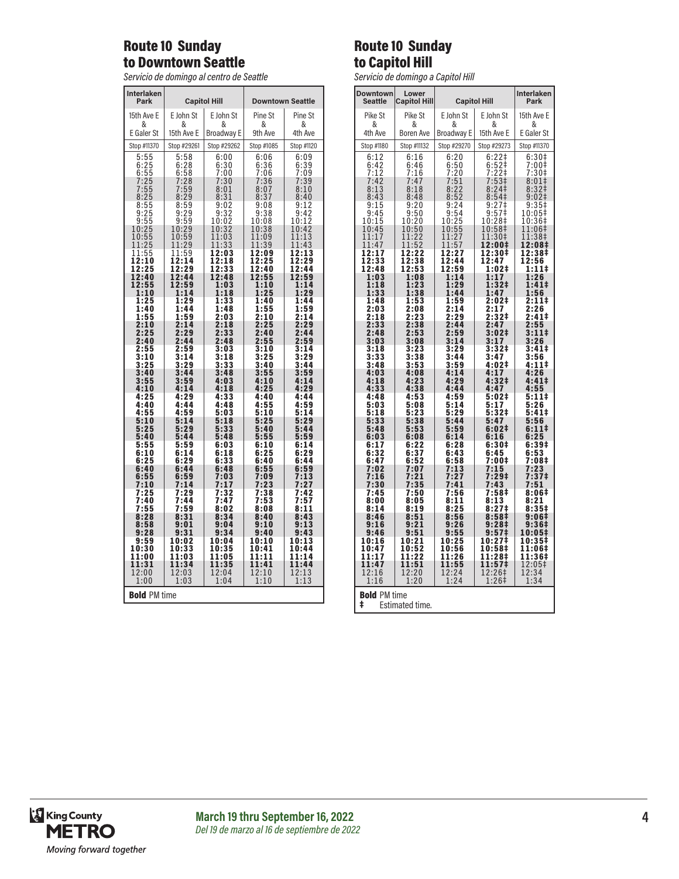## Route 10 Sunday to Downtown Seattle

*Servicio de domingo al centro de Seattle*

| Interlaken Park | Capitol Hill | | Downtown Seattle | |
|---|---|---|---|---|
| 15th Ave E & E Galer St | E John St & 15th Ave E | E John St & Broadway E | Pine St & 9th Ave | Pine St & 4th Ave |
| Stop #11370 | Stop #29261 | Stop #29262 | Stop #1085 | Stop #1120 |
| 5:55 | 5:58 | 6:00 | 6:06 | 6:09 |
| 6:25 | 6:28 | 6:30 | 6:36 | 6:39 |
| 6:55 | 6:58 | 7:00 | 7:06 | 7:09 |
| 7:25 | 7:28 | 7:30 | 7:36 | 7:39 |
| 7:55 | 7:59 | 8:01 | 8:07 | 8:10 |
| 8:25 | 8:29 | 8:31 | 8:37 | 8:40 |
| 8:55 | 8:59 | 9:02 | 9:08 | 9:12 |
| 9:25 | 9:29 | 9:32 | 9:38 | 9:42 |
| 9:55 | 9:59 | 10:02 | 10:08 | 10:12 |
| 10:25 | 10:29 | 10:32 | 10:38 | 10:42 |
| 10:55 | 10:59 | 11:03 | 11:09 | 11:13 |
| 11:25 | 11:29 | 11:33 | 11:39 | 11:43 |
| 11:55 | 11:59 | **12:03** | **12:09** | **12:13** |
| **12:10** | **12:14** | **12:18** | **12:25** | **12:29** |
| **12:25** | **12:29** | **12:33** | **12:40** | **12:44** |
| **12:40** | **12:44** | **12:48** | **12:55** | **12:59** |
| **12:55** | **12:59** | **1:03** | **1:10** | **1:14** |
| **1:10** | **1:14** | **1:18** | **1:25** | **1:29** |
| **1:25** | **1:29** | **1:33** | **1:40** | **1:44** |
| **1:40** | **1:44** | **1:48** | **1:55** | **1:59** |
| **1:55** | **1:59** | **2:03** | **2:10** | **2:14** |
| **2:10** | **2:14** | **2:18** | **2:25** | **2:29** |
| **2:25** | **2:29** | **2:33** | **2:40** | **2:44** |
| **2:40** | **2:44** | **2:48** | **2:55** | **2:59** |
| **2:55** | **2:59** | **3:03** | **3:10** | **3:14** |
| **3:10** | **3:14** | **3:18** | **3:25** | **3:29** |
| **3:25** | **3:29** | **3:33** | **3:40** | **3:44** |
| **3:40** | **3:44** | **3:48** | **3:55** | **3:59** |
| **3:55** | **3:59** | **4:03** | **4:10** | **4:14** |
| **4:10** | **4:14** | **4:18** | **4:25** | **4:29** |
| **4:25** | **4:29** | **4:33** | **4:40** | **4:44** |
| **4:40** | **4:44** | **4:48** | **4:55** | **4:59** |
| **4:55** | **4:59** | **5:03** | **5:10** | **5:14** |
| **5:10** | **5:14** | **5:18** | **5:25** | **5:29** |
| **5:25** | **5:29** | **5:33** | **5:40** | **5:44** |
| **5:40** | **5:44** | **5:48** | **5:55** | **5:59** |
| **5:55** | **5:59** | **6:03** | **6:10** | **6:14** |
| **6:10** | **6:14** | **6:18** | **6:25** | **6:29** |
| **6:25** | **6:29** | **6:33** | **6:40** | **6:44** |
| **6:40** | **6:44** | **6:48** | **6:55** | **6:59** |
| **6:55** | **6:59** | **7:03** | **7:09** | **7:13** |
| **7:10** | **7:14** | **7:17** | **7:23** | **7:27** |
| **7:25** | **7:29** | **7:32** | **7:38** | **7:42** |
| **7:40** | **7:44** | **7:47** | **7:53** | **7:57** |
| **7:55** | **7:59** | **8:02** | **8:08** | **8:11** |
| **8:28** | **8:31** | **8:34** | **8:40** | **8:43** |
| **8:58** | **9:01** | **9:04** | **9:10** | **9:13** |
| **9:28** | **9:31** | **9:34** | **9:40** | **9:43** |
| **9:59** | **10:02** | **10:04** | **10:10** | **10:13** |
| **10:30** | **10:33** | **10:35** | **10:41** | **10:44** |
| **11:00** | **11:03** | **11:05** | **11:11** | **11:14** |
| **11:31** | **11:34** | **11:35** | **11:41** | **11:44** |
| 12:00 | 12:03 | 12:04 | 12:10 | 12:13 |
| 1:00 | 1:03 | 1:04 | 1:10 | 1:13 |

**Bold** PM time

## Route 10 Sunday to Capitol Hill

*Servicio de domingo a Capitol Hill*

| Downtown Seattle | Lower Capitol Hill | Capitol Hill | | Interlaken Park |
|---|---|---|---|---|
| Pike St & 4th Ave | Pike St & Boren Ave | E John St & Broadway E | E John St & 15th Ave E | 15th Ave E & E Galer St |
| Stop #1180 | Stop #11132 | Stop #29270 | Stop #29273 | Stop #11370 |
| 6:12 | 6:16 | 6:20 | 6:22‡ | 6:30‡ |
| 6:42 | 6:46 | 6:50 | 6:52‡ | 7:00‡ |
| 7:12 | 7:16 | 7:20 | 7:22‡ | 7:30‡ |
| 7:42 | 7:47 | 7:51 | 7:53‡ | 8:01‡ |
| 8:13 | 8:18 | 8:22 | 8:24‡ | 8:32‡ |
| 8:43 | 8:48 | 8:52 | 8:54‡ | 9:02‡ |
| 9:15 | 9:20 | 9:24 | 9:27‡ | 9:35‡ |
| 9:45 | 9:50 | 9:54 | 9:57‡ | 10:05‡ |
| 10:15 | 10:20 | 10:25 | 10:28‡ | 10:36‡ |
| 10:45 | 10:50 | 10:55 | 10:58‡ | 11:06‡ |
| 11:17 | 11:22 | 11:27 | 11:30‡ | 11:38‡ |
| 11:47 | 11:52 | 11:57 | **12:00‡** | **12:08‡** |
| **12:17** | **12:22** | **12:27** | **12:30‡** | **12:38‡** |
| **12:33** | **12:38** | **12:44** | **12:47** | **12:56** |
| **12:48** | **12:53** | **12:59** | **1:02‡** | **1:11‡** |
| **1:03** | **1:08** | **1:14** | **1:17** | **1:26** |
| **1:18** | **1:23** | **1:29** | **1:32‡** | **1:41‡** |
| **1:33** | **1:38** | **1:44** | **1:47** | **1:56** |
| **1:48** | **1:53** | **1:59** | **2:02‡** | **2:11‡** |
| **2:03** | **2:08** | **2:14** | **2:17** | **2:26** |
| **2:18** | **2:23** | **2:29** | **2:32‡** | **2:41‡** |
| **2:33** | **2:38** | **2:44** | **2:47** | **2:55** |
| **2:48** | **2:53** | **2:59** | **3:02‡** | **3:11‡** |
| **3:03** | **3:08** | **3:14** | **3:17** | **3:26** |
| **3:18** | **3:23** | **3:29** | **3:32‡** | **3:41‡** |
| **3:33** | **3:38** | **3:44** | **3:47** | **3:56** |
| **3:48** | **3:53** | **3:59** | **4:02‡** | **4:11‡** |
| **4:03** | **4:08** | **4:14** | **4:17** | **4:26** |
| **4:18** | **4:23** | **4:29** | **4:32‡** | **4:41‡** |
| **4:33** | **4:38** | **4:44** | **4:47** | **4:55** |
| **4:48** | **4:53** | **4:59** | **5:02‡** | **5:11‡** |
| **5:03** | **5:08** | **5:14** | **5:17** | **5:26** |
| **5:18** | **5:23** | **5:29** | **5:32‡** | **5:41‡** |
| **5:33** | **5:38** | **5:44** | **5:47** | **5:56** |
| **5:48** | **5:53** | **5:59** | **6:02‡** | **6:11‡** |
| **6:03** | **6:08** | **6:14** | **6:16** | **6:25** |
| **6:17** | **6:22** | **6:28** | **6:30‡** | **6:39‡** |
| **6:32** | **6:37** | **6:43** | **6:45** | **6:53** |
| **6:47** | **6:52** | **6:58** | **7:00‡** | **7:08‡** |
| **7:02** | **7:07** | **7:13** | **7:15** | **7:23** |
| **7:16** | **7:21** | **7:27** | **7:29‡** | **7:37‡** |
| **7:30** | **7:35** | **7:41** | **7:43** | **7:51** |
| **7:45** | **7:50** | **7:56** | **7:58‡** | **8:06‡** |
| **8:00** | **8:05** | **8:11** | **8:13** | **8:21** |
| **8:14** | **8:19** | **8:25** | **8:27‡** | **8:35‡** |
| **8:46** | **8:51** | **8:56** | **8:58‡** | **9:06‡** |
| **9:16** | **9:21** | **9:26** | **9:28‡** | **9:36‡** |
| **9:46** | **9:51** | **9:55** | **9:57‡** | **10:05‡** |
| **10:16** | **10:21** | **10:25** | **10:27‡** | **10:35‡** |
| **10:47** | **10:52** | **10:56** | **10:58‡** | **11:06‡** |
| **11:17** | **11:22** | **11:26** | **11:28‡** | **11:36‡** |
| **11:47** | **11:51** | **11:55** | **11:57‡** | 12:05‡ |
| 12:16 | 12:20 | 12:24 | 12:26‡ | 12:34 |
| 1:16 | 1:20 | 1:24 | 1:26‡ | 1:34 |

**Bold** PM time

‡ Estimated time.

King County METRO

*Moving forward together*

**March 19 thru September 16, 2022**

*Del 19 de marzo al 16 de septiembre de 2022*